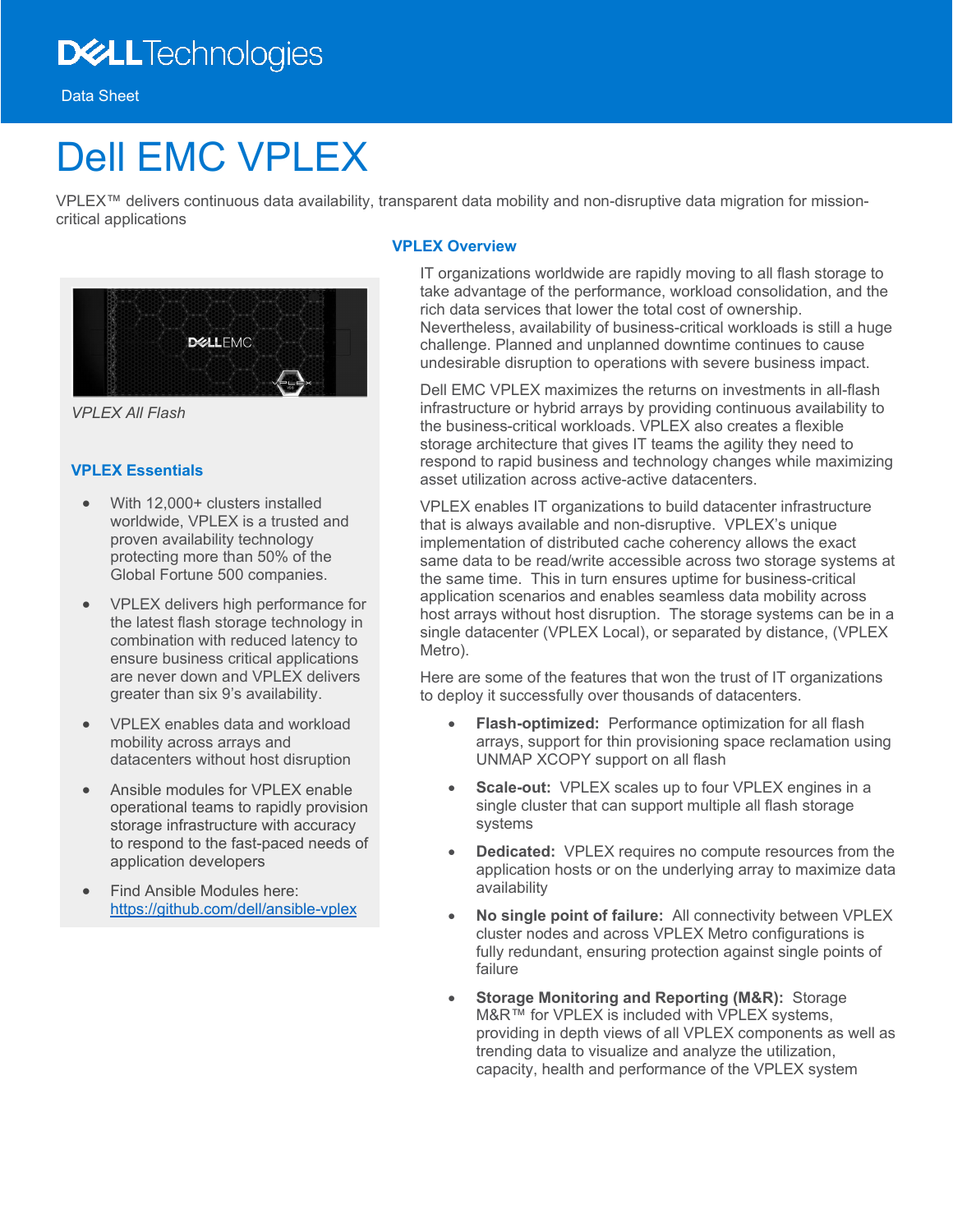Data Sheet

# Dell EMC VPLEX

VPLEX™ delivers continuous data availability, transparent data mobility and non-disruptive data migration for mission-critical applications

*VPLEX All Flash*

## VPLEX Essentials

- With 12,000+ clusters installed worldwide, VPLEX is a trusted and proven availability technology protecting more than 50% of the Global Fortune 500 companies.
- VPLEX delivers high performance for the latest flash storage technology in combination with reduced latency to ensure business critical applications are never down and VPLEX delivers greater than six 9's availability.
- VPLEX enables data and workload mobility across arrays and datacenters without host disruption
- Ansible modules for VPLEX enable operational teams to rapidly provision storage infrastructure with accuracy to respond to the fast-paced needs of application developers
- Find Ansible Modules here: [https://github.com/dell/ansible-vplex](https://github.com/dell/ansible-vplex)

## VPLEX Overview

IT organizations worldwide are rapidly moving to all flash storage to take advantage of the performance, workload consolidation, and the rich data services that lower the total cost of ownership. Nevertheless, availability of business-critical workloads is still a huge challenge. Planned and unplanned downtime continues to cause undesirable disruption to operations with severe business impact.

Dell EMC VPLEX maximizes the returns on investments in all-flash infrastructure or hybrid arrays by providing continuous availability to the business-critical workloads. VPLEX also creates a flexible storage architecture that gives IT teams the agility they need to respond to rapid business and technology changes while maximizing asset utilization across active-active datacenters.

VPLEX enables IT organizations to build datacenter infrastructure that is always available and non-disruptive. VPLEX's unique implementation of distributed cache coherency allows the exact same data to be read/write accessible across two storage systems at the same time. This in turn ensures uptime for business-critical application scenarios and enables seamless data mobility across host arrays without host disruption. The storage systems can be in a single datacenter (VPLEX Local), or separated by distance, (VPLEX Metro).

Here are some of the features that won the trust of IT organizations to deploy it successfully over thousands of datacenters.

- **Flash-optimized:** Performance optimization for all flash arrays, support for thin provisioning space reclamation using UNMAP XCOPY support on all flash
- **Scale-out:** VPLEX scales up to four VPLEX engines in a single cluster that can support multiple all flash storage systems
- **Dedicated:** VPLEX requires no compute resources from the application hosts or on the underlying array to maximize data availability
- **No single point of failure:** All connectivity between VPLEX cluster nodes and across VPLEX Metro configurations is fully redundant, ensuring protection against single points of failure
- **Storage Monitoring and Reporting (M&R):** Storage M&R™ for VPLEX is included with VPLEX systems, providing in depth views of all VPLEX components as well as trending data to visualize and analyze the utilization, capacity, health and performance of the VPLEX system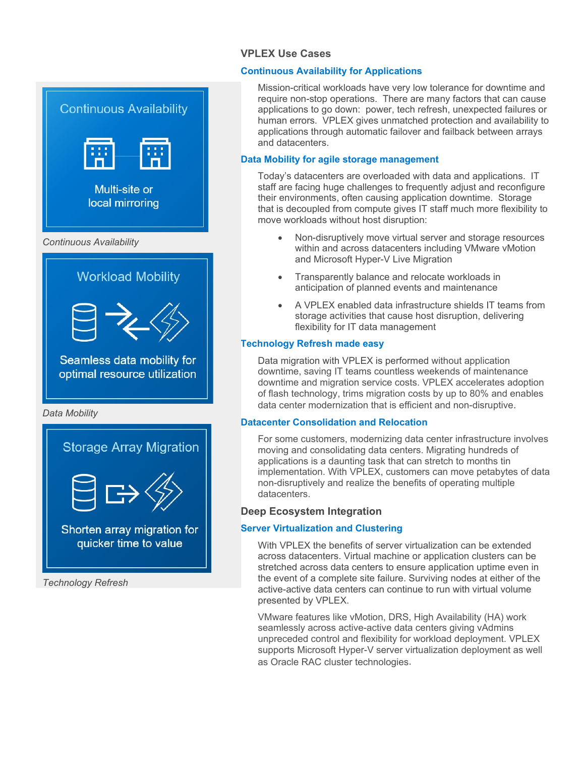## VPLEX Use Cases

### Continuous Availability for Applications

Mission-critical workloads have very low tolerance for downtime and require non-stop operations. There are many factors that can cause applications to go down: power, tech refresh, unexpected failures or human errors. VPLEX gives unmatched protection and availability to applications through automatic failover and failback between arrays and datacenters.

### Data Mobility for agile storage management

Today's datacenters are overloaded with data and applications. IT staff are facing huge challenges to frequently adjust and reconfigure their environments, often causing application downtime. Storage that is decoupled from compute gives IT staff much more flexibility to move workloads without host disruption:

- Non-disruptively move virtual server and storage resources within and across datacenters including VMware vMotion and Microsoft Hyper-V Live Migration
- Transparently balance and relocate workloads in anticipation of planned events and maintenance
- A VPLEX enabled data infrastructure shields IT teams from storage activities that cause host disruption, delivering flexibility for IT data management

### Technology Refresh made easy

Data migration with VPLEX is performed without application downtime, saving IT teams countless weekends of maintenance downtime and migration service costs. VPLEX accelerates adoption of flash technology, trims migration costs by up to 80% and enables data center modernization that is efficient and non-disruptive.

### Datacenter Consolidation and Relocation

For some customers, modernizing data center infrastructure involves moving and consolidating data centers. Migrating hundreds of applications is a daunting task that can stretch to months tin implementation. With VPLEX, customers can move petabytes of data non-disruptively and realize the benefits of operating multiple datacenters.

## Deep Ecosystem Integration

### Server Virtualization and Clustering

With VPLEX the benefits of server virtualization can be extended across datacenters. Virtual machine or application clusters can be stretched across data centers to ensure application uptime even in the event of a complete site failure. Surviving nodes at either of the active-active data centers can continue to run with virtual volume presented by VPLEX.

VMware features like vMotion, DRS, High Availability (HA) work seamlessly across active-active data centers giving vAdmins unpreceded control and flexibility for workload deployment. VPLEX supports Microsoft Hyper-V server virtualization deployment as well as Oracle RAC cluster technologies.

**Continuous Availability**

Multi-site or local mirroring

*Continuous Availability*

**Workload Mobility**

Seamless data mobility for optimal resource utilization

*Data Mobility*

**Storage Array Migration**

Shorten array migration for quicker time to value

*Technology Refresh*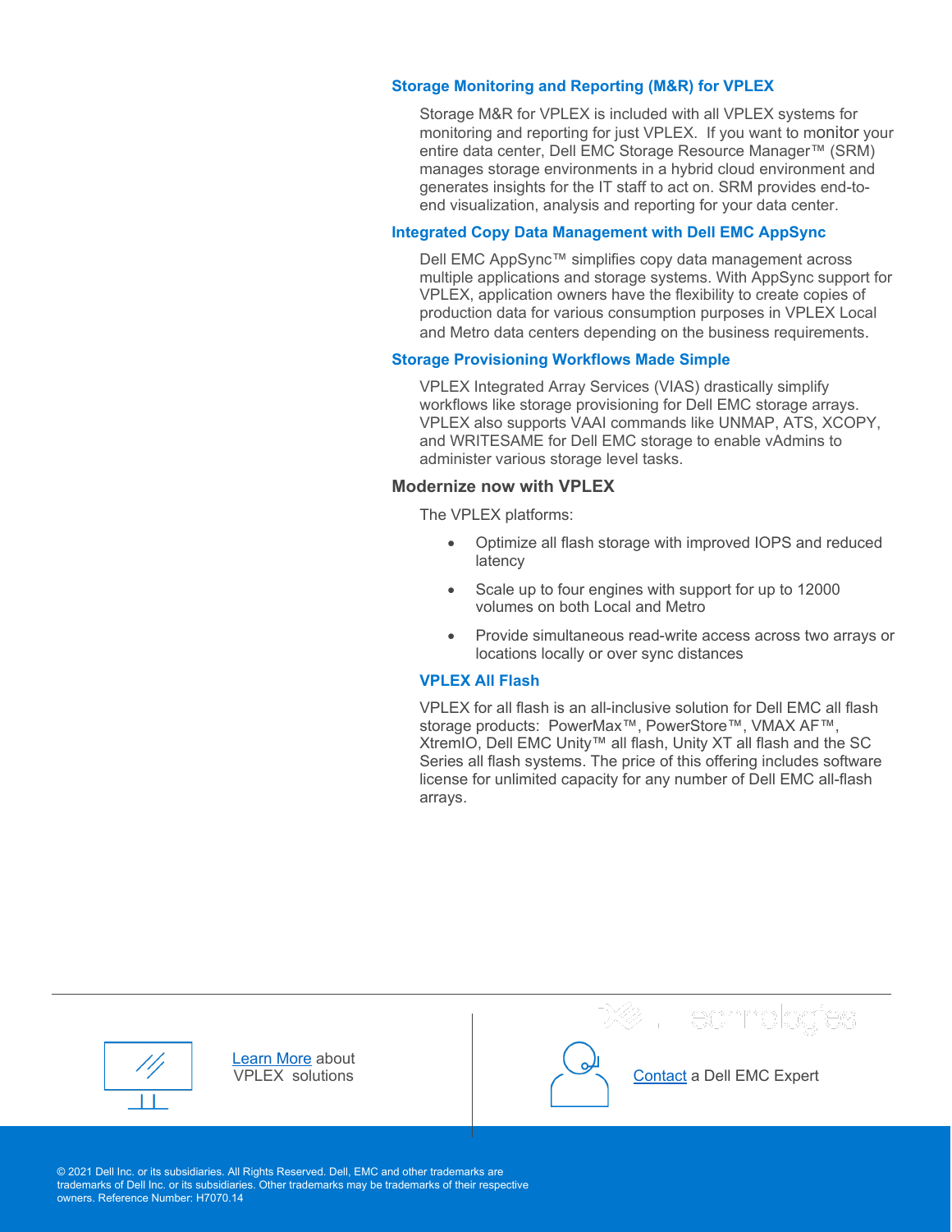### Storage Monitoring and Reporting (M&R) for VPLEX

Storage M&R for VPLEX is included with all VPLEX systems for monitoring and reporting for just VPLEX. If you want to monitor your entire data center, Dell EMC Storage Resource Manager™ (SRM) manages storage environments in a hybrid cloud environment and generates insights for the IT staff to act on. SRM provides end-to-end visualization, analysis and reporting for your data center.

### Integrated Copy Data Management with Dell EMC AppSync

Dell EMC AppSync™ simplifies copy data management across multiple applications and storage systems. With AppSync support for VPLEX, application owners have the flexibility to create copies of production data for various consumption purposes in VPLEX Local and Metro data centers depending on the business requirements.

### Storage Provisioning Workflows Made Simple

VPLEX Integrated Array Services (VIAS) drastically simplify workflows like storage provisioning for Dell EMC storage arrays. VPLEX also supports VAAI commands like UNMAP, ATS, XCOPY, and WRITESAME for Dell EMC storage to enable vAdmins to administer various storage level tasks.

## Modernize now with VPLEX

The VPLEX platforms:

- Optimize all flash storage with improved IOPS and reduced latency
- Scale up to four engines with support for up to 12000 volumes on both Local and Metro
- Provide simultaneous read-write access across two arrays or locations locally or over sync distances

### VPLEX All Flash

VPLEX for all flash is an all-inclusive solution for Dell EMC all flash storage products: PowerMax™, PowerStore™, VMAX AF™, XtremIO, Dell EMC Unity™ all flash, Unity XT all flash and the SC Series all flash systems. The price of this offering includes software license for unlimited capacity for any number of Dell EMC all-flash arrays.

Learn More about VPLEX solutions

Contact a Dell EMC Expert

© 2021 Dell Inc. or its subsidiaries. All Rights Reserved. Dell, EMC and other trademarks are trademarks of Dell Inc. or its subsidiaries. Other trademarks may be trademarks of their respective owners. Reference Number: H7070.14